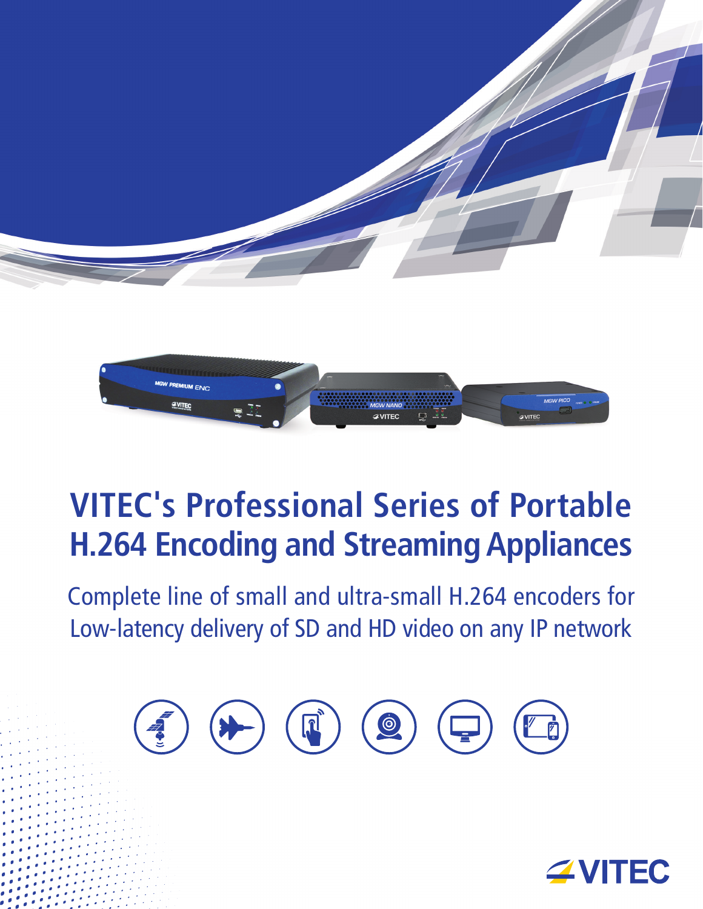# VITEC's Professional Series of Portable H.264 Encoding and Streaming Appliances

Complete line of small and ultra-small H.264 encoders for Low-latency delivery of SD and HD video on any IP network

VITEC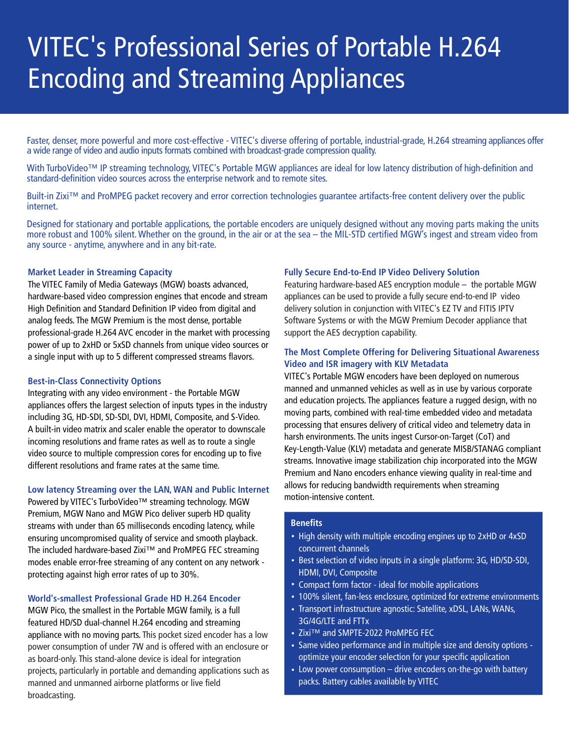# VITEC's Professional Series of Portable H.264 Encoding and Streaming Appliances

Faster, denser, more powerful and more cost-effective - VITEC's diverse offering of portable, industrial-grade, H.264 streaming appliances offer a wide range of video and audio inputs formats combined with broadcast-grade compression quality.

With TurboVideo™ IP streaming technology, VITEC's Portable MGW appliances are ideal for low latency distribution of high-definition and standard-definition video sources across the enterprise network and to remote sites.

Built-in Zixi™ and ProMPEG packet recovery and error correction technologies guarantee artifacts-free content delivery over the public internet.

Designed for stationary and portable applications, the portable encoders are uniquely designed without any moving parts making the units more robust and 100% silent. Whether on the ground, in the air or at the sea – the MIL-STD certified MGW's ingest and stream video from any source - anytime, anywhere and in any bit-rate.

### Market Leader in Streaming Capacity

The VITEC Family of Media Gateways (MGW) boasts advanced, hardware-based video compression engines that encode and stream High Definition and Standard Definition IP video from digital and analog feeds. The MGW Premium is the most dense, portable professional-grade H.264 AVC encoder in the market with processing power of up to 2xHD or 5xSD channels from unique video sources or a single input with up to 5 different compressed streams flavors.

### Best-in-Class Connectivity Options

Integrating with any video environment - the Portable MGW appliances offers the largest selection of inputs types in the industry including 3G, HD-SDI, SD-SDI, DVI, HDMI, Composite, and S-Video. A built-in video matrix and scaler enable the operator to downscale incoming resolutions and frame rates as well as to route a single video source to multiple compression cores for encoding up to five different resolutions and frame rates at the same time.

### Low latency Streaming over the LAN, WAN and Public Internet

Powered by VITEC's TurboVideo™ streaming technology. MGW Premium, MGW Nano and MGW Pico deliver superb HD quality streams with under than 65 milliseconds encoding latency, while ensuring uncompromised quality of service and smooth playback. The included hardware-based Zixi™ and ProMPEG FEC streaming modes enable error-free streaming of any content on any network - protecting against high error rates of up to 30%.

### World's-smallest Professional Grade HD H.264 Encoder

MGW Pico, the smallest in the Portable MGW family, is a full featured HD/SD dual-channel H.264 encoding and streaming appliance with no moving parts. This pocket sized encoder has a low power consumption of under 7W and is offered with an enclosure or as board-only. This stand-alone device is ideal for integration projects, particularly in portable and demanding applications such as manned and unmanned airborne platforms or live field broadcasting.

### Fully Secure End-to-End IP Video Delivery Solution

Featuring hardware-based AES encryption module – the portable MGW appliances can be used to provide a fully secure end-to-end IP video delivery solution in conjunction with VITEC's EZ TV and FITIS IPTV Software Systems or with the MGW Premium Decoder appliance that support the AES decryption capability.

### The Most Complete Offering for Delivering Situational Awareness Video and ISR imagery with KLV Metadata

VITEC's Portable MGW encoders have been deployed on numerous manned and unmanned vehicles as well as in use by various corporate and education projects. The appliances feature a rugged design, with no moving parts, combined with real-time embedded video and metadata processing that ensures delivery of critical video and telemetry data in harsh environments. The units ingest Cursor-on-Target (CoT) and Key-Length-Value (KLV) metadata and generate MISB/STANAG compliant streams. Innovative image stabilization chip incorporated into the MGW Premium and Nano encoders enhance viewing quality in real-time and allows for reducing bandwidth requirements when streaming motion-intensive content.

### Benefits

- High density with multiple encoding engines up to 2xHD or 4xSD concurrent channels
- Best selection of video inputs in a single platform: 3G, HD/SD-SDI, HDMI, DVI, Composite
- Compact form factor - ideal for mobile applications
- 100% silent, fan-less enclosure, optimized for extreme environments
- Transport infrastructure agnostic: Satellite, xDSL, LANs, WANs, 3G/4G/LTE and FTTx
- Zixi™ and SMPTE-2022 ProMPEG FEC
- Same video performance and in multiple size and density options - optimize your encoder selection for your specific application
- Low power consumption – drive encoders on-the-go with battery packs. Battery cables available by VITEC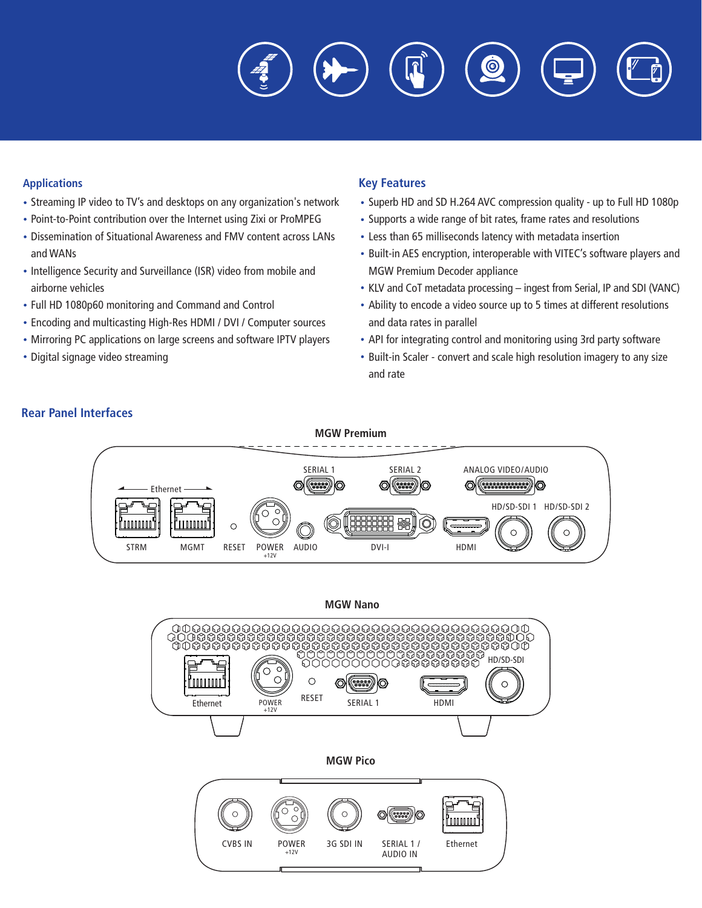## Applications

- Streaming IP video to TV's and desktops on any organization's network
- Point-to-Point contribution over the Internet using Zixi or ProMPEG
- Dissemination of Situational Awareness and FMV content across LANs and WANs
- Intelligence Security and Surveillance (ISR) video from mobile and airborne vehicles
- Full HD 1080p60 monitoring and Command and Control
- Encoding and multicasting High-Res HDMI / DVI / Computer sources
- Mirroring PC applications on large screens and software IPTV players
- Digital signage video streaming

## Key Features

- Superb HD and SD H.264 AVC compression quality - up to Full HD 1080p
- Supports a wide range of bit rates, frame rates and resolutions
- Less than 65 milliseconds latency with metadata insertion
- Built-in AES encryption, interoperable with VITEC's software players and MGW Premium Decoder appliance
- KLV and CoT metadata processing – ingest from Serial, IP and SDI (VANC)
- Ability to encode a video source up to 5 times at different resolutions and data rates in parallel
- API for integrating control and monitoring using 3rd party software
- Built-in Scaler - convert and scale high resolution imagery to any size and rate

## Rear Panel Interfaces

**MGW Premium**

Ethernet: STRM, MGMT, RESET, POWER +12V, AUDIO, SERIAL 1, SERIAL 2, DVI-I, ANALOG VIDEO/AUDIO, HDMI, HD/SD-SDI 1, HD/SD-SDI 2

**MGW Nano**

Ethernet, POWER +12V, RESET, SERIAL 1, HDMI, HD/SD-SDI

**MGW Pico**

CVBS IN, POWER +12V, 3G SDI IN, SERIAL 1 / AUDIO IN, Ethernet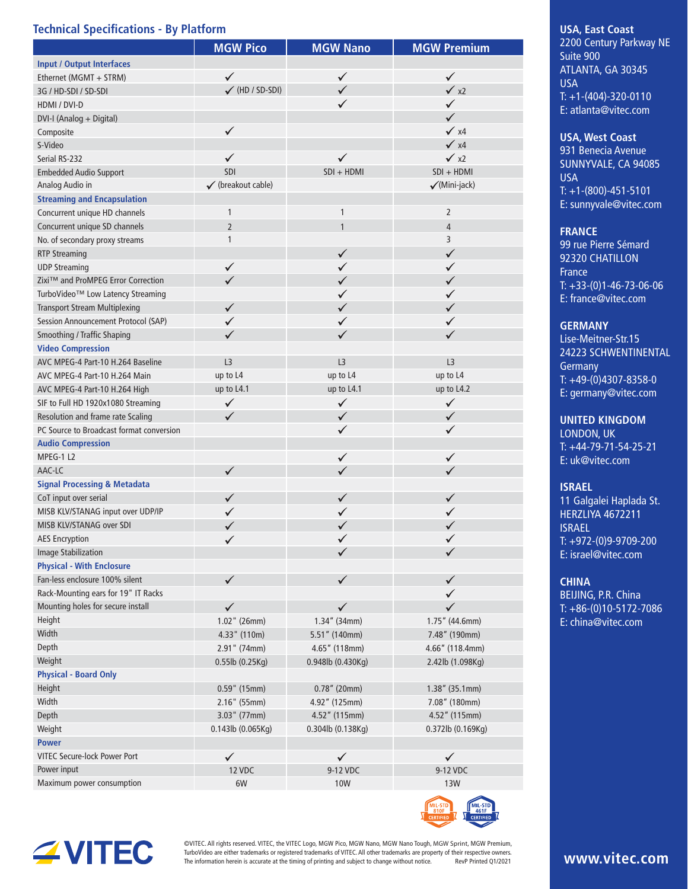## Technical Specifications - By Platform

| | MGW Pico | MGW Nano | MGW Premium |
|---|---|---|---|
| **Input / Output Interfaces** | | | |
| Ethernet (MGMT + STRM) | ✓ | ✓ | ✓ |
| 3G / HD-SDI / SD-SDI | ✓ (HD / SD-SDI) | ✓ | ✓ x2 |
| HDMI / DVI-D | | ✓ | ✓ |
| DVI-I (Analog + Digital) | | | ✓ |
| Composite | ✓ | | ✓ x4 |
| S-Video | | | ✓ x4 |
| Serial RS-232 | ✓ | ✓ | ✓ x2 |
| Embedded Audio Support | SDI | SDI + HDMI | SDI + HDMI |
| Analog Audio in | ✓ (breakout cable) | | ✓(Mini-jack) |
| **Streaming and Encapsulation** | | | |
| Concurrent unique HD channels | 1 | 1 | 2 |
| Concurrent unique SD channels | 2 | 1 | 4 |
| No. of secondary proxy streams | 1 | | 3 |
| RTP Streaming | | ✓ | ✓ |
| UDP Streaming | ✓ | ✓ | ✓ |
| Zixi™ and ProMPEG Error Correction | ✓ | ✓ | ✓ |
| TurboVideo™ Low Latency Streaming | | ✓ | ✓ |
| Transport Stream Multiplexing | ✓ | ✓ | ✓ |
| Session Announcement Protocol (SAP) | ✓ | ✓ | ✓ |
| Smoothing / Traffic Shaping | ✓ | ✓ | ✓ |
| **Video Compression** | | | |
| AVC MPEG-4 Part-10 H.264 Baseline | L3 | L3 | L3 |
| AVC MPEG-4 Part-10 H.264 Main | up to L4 | up to L4 | up to L4 |
| AVC MPEG-4 Part-10 H.264 High | up to L4.1 | up to L4.1 | up to L4.2 |
| SIF to Full HD 1920x1080 Streaming | ✓ | ✓ | ✓ |
| Resolution and frame rate Scaling | ✓ | ✓ | ✓ |
| PC Source to Broadcast format conversion | | ✓ | ✓ |
| **Audio Compression** | | | |
| MPEG-1 L2 | | ✓ | ✓ |
| AAC-LC | ✓ | ✓ | ✓ |
| **Signal Processing & Metadata** | | | |
| CoT input over serial | ✓ | ✓ | ✓ |
| MISB KLV/STANAG input over UDP/IP | ✓ | ✓ | ✓ |
| MISB KLV/STANAG over SDI | ✓ | ✓ | ✓ |
| AES Encryption | ✓ | ✓ | ✓ |
| Image Stabilization | | ✓ | ✓ |
| **Physical - With Enclosure** | | | |
| Fan-less enclosure 100% silent | ✓ | ✓ | ✓ |
| Rack-Mounting ears for 19" IT Racks | | | ✓ |
| Mounting holes for secure install | ✓ | ✓ | ✓ |
| Height | 1.02" (26mm) | 1.34" (34mm) | 1.75" (44.6mm) |
| Width | 4.33" (110m) | 5.51" (140mm) | 7.48" (190mm) |
| Depth | 2.91" (74mm) | 4.65" (118mm) | 4.66" (118.4mm) |
| Weight | 0.55lb (0.25Kg) | 0.948lb (0.430Kg) | 2.42lb (1.098Kg) |
| **Physical - Board Only** | | | |
| Height | 0.59" (15mm) | 0.78" (20mm) | 1.38" (35.1mm) |
| Width | 2.16" (55mm) | 4.92" (125mm) | 7.08" (180mm) |
| Depth | 3.03" (77mm) | 4.52" (115mm) | 4.52" (115mm) |
| Weight | 0.143lb (0.065Kg) | 0.304lb (0.138Kg) | 0.372lb (0.169Kg) |
| **Power** | | | |
| VITEC Secure-lock Power Port | ✓ | ✓ | ✓ |
| Power input | 12 VDC | 9-12 VDC | 9-12 VDC |
| Maximum power consumption | 6W | 10W | 13W |

MIL-STD 810F CERTIFIED

MIL-STD 461F CERTIFIED

**USA, East Coast**
2200 Century Parkway NE
Suite 900
ATLANTA, GA 30345
USA
T: +1-(404)-320-0110
E: atlanta@vitec.com

**USA, West Coast**
931 Benecia Avenue
SUNNYVALE, CA 94085
USA
T: +1-(800)-451-5101
E: sunnyvale@vitec.com

**FRANCE**
99 rue Pierre Sémard
92320 CHATILLON
France
T: +33-(0)1-46-73-06-06
E: france@vitec.com

**GERMANY**
Lise-Meitner-Str.15
24223 SCHWENTINENTAL
Germany
T: +49-(0)4307-8358-0
E: germany@vitec.com

**UNITED KINGDOM**
LONDON, UK
T: +44-79-71-54-25-21
E: uk@vitec.com

**ISRAEL**
11 Galgalei Haplada St.
HERZLIYA 4672211
ISRAEL
T: +972-(0)9-9709-200
E: israel@vitec.com

**CHINA**
BEIJING, P.R. China
T: +86-(0)10-5172-7086
E: china@vitec.com

VITEC

©VITEC. All rights reserved. VITEC, the VITEC Logo, MGW Pico, MGW Nano, MGW Nano Tough, MGW Sprint, MGW Premium, TurboVideo are either trademarks or registered trademarks of VITEC. All other trademarks are property of their respective owners. The information herein is accurate at the timing of printing and subject to change without notice. RevP Printed Q1/2021

**www.vitec.com**